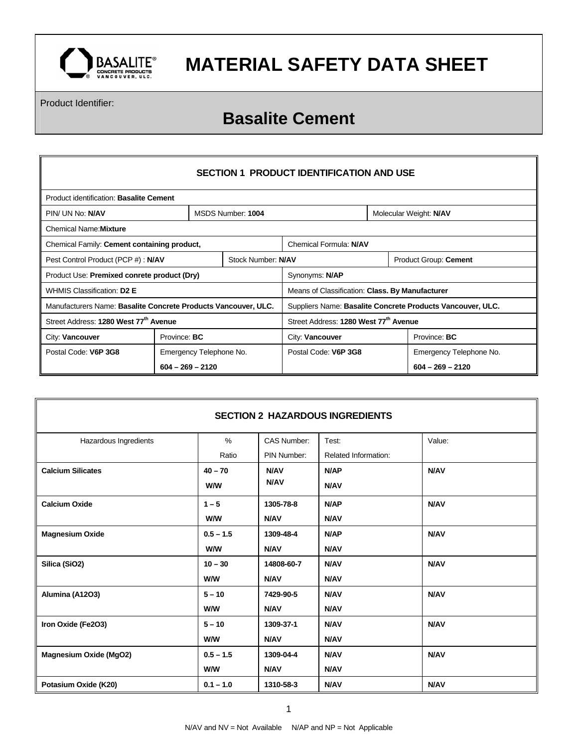# MATERIAL SAFETY DATA SHEET

Product Identifier:

## Basalite Cement

### SECTION 1 PRODUCT IDENTIFICATION AND USE

| | | | |
|---|---|---|---|
| Product identification: **Basalite Cement** | | | |
| PIN/ UN No: **N/AV** | MSDS Number: **1004** | | Molecular Weight: **N/AV** |
| Chemical Name:**Mixture** | | | |
| Chemical Family: **Cement containing product,** | | Chemical Formula: **N/AV** | |
| Pest Control Product (PCP #) : **N/AV** | Stock Number: **N/AV** | | Product Group: **Cement** |
| Product Use: **Premixed conrete product (Dry)** | | Synonyms: **N/AP** | |
| WHMIS Classification: **D2 E** | | Means of Classification: **Class. By Manufacturer** | |
| Manufacturers Name: **Basalite Concrete Products Vancouver, ULC.** | | Suppliers Name: **Basalite Concrete Products Vancouver, ULC.** | |
| Street Address: **1280 West 77th Avenue** | | Street Address: **1280 West 77th Avenue** | |
| City: **Vancouver** | Province: **BC** | City: **Vancouver** | Province: **BC** |
| Postal Code: **V6P 3G8** | Emergency Telephone No. **604 – 269 – 2120** | Postal Code: **V6P 3G8** | Emergency Telephone No. **604 – 269 – 2120** |

### SECTION 2 HAZARDOUS INGREDIENTS

| Hazardous Ingredients | % Ratio | CAS Number: PIN Number: | Test: Related Information: | Value: |
|---|---|---|---|---|
| **Calcium Silicates** | **40 – 70 W/W** | **N/AV N/AV** | **N/AP N/AV** | **N/AV** |
| **Calcium Oxide** | **1 – 5 W/W** | **1305-78-8 N/AV** | **N/AP N/AV** | **N/AV** |
| **Magnesium Oxide** | **0.5 – 1.5 W/W** | **1309-48-4 N/AV** | **N/AP N/AV** | **N/AV** |
| **Silica (SiO2)** | **10 – 30 W/W** | **14808-60-7 N/AV** | **N/AV N/AV** | **N/AV** |
| **Alumina (A12O3)** | **5 – 10 W/W** | **7429-90-5 N/AV** | **N/AV N/AV** | **N/AV** |
| **Iron Oxide (Fe2O3)** | **5 – 10 W/W** | **1309-37-1 N/AV** | **N/AV N/AV** | **N/AV** |
| **Magnesium Oxide (MgO2)** | **0.5 – 1.5 W/W** | **1309-04-4 N/AV** | **N/AV N/AV** | **N/AV** |
| **Potasium Oxide (K20)** | **0.1 – 1.0** | **1310-58-3** | **N/AV** | **N/AV** |

N/AV and NV = Not Available N/AP and NP = Not Applicable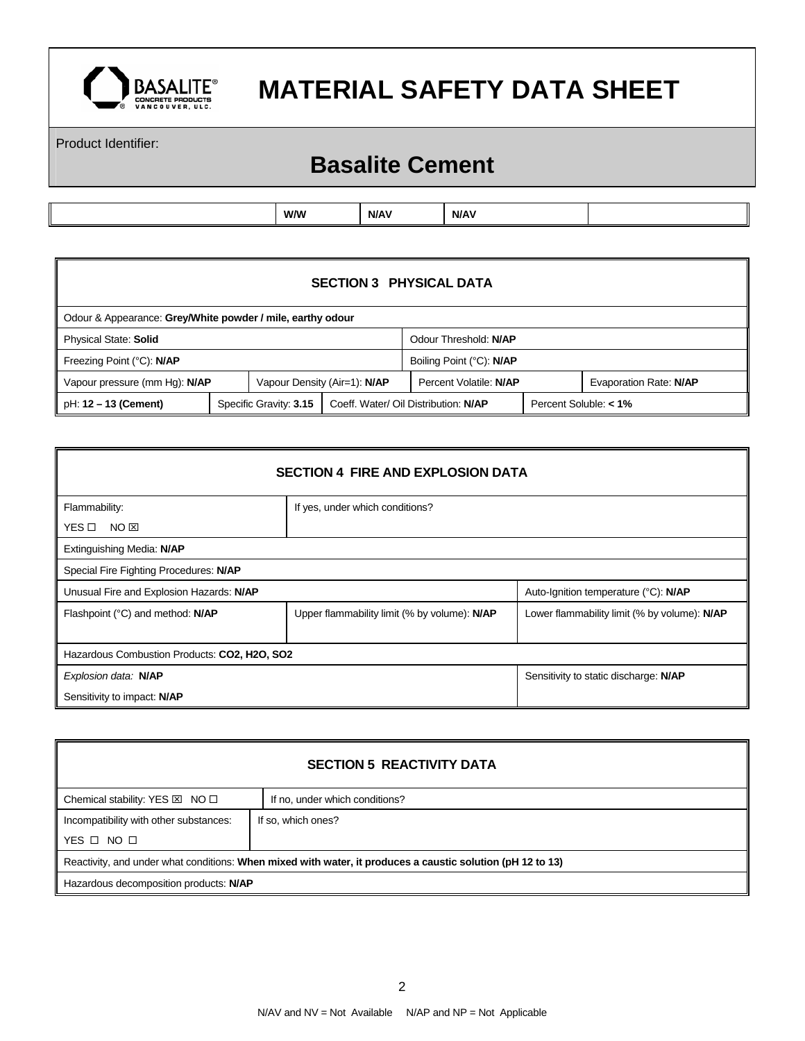# MATERIAL SAFETY DATA SHEET

Product Identifier:

## Basalite Cement

| | W/W | N/AV | N/AV | |
|---|---|---|---|---|

### SECTION 3 PHYSICAL DATA

| | | | |
|---|---|---|---|
| Odour & Appearance: **Grey/White powder / mile, earthy odour** | | | |
| Physical State: **Solid** | | Odour Threshold: **N/AP** | |
| Freezing Point (°C): **N/AP** | | Boiling Point (°C): **N/AP** | |
| Vapour pressure (mm Hg): **N/AP** | Vapour Density (Air=1): **N/AP** | Percent Volatile: **N/AP** | Evaporation Rate: **N/AP** |
| pH: **12 – 13 (Cement)** | Specific Gravity: **3.15** | Coeff. Water/ Oil Distribution: **N/AP** | Percent Soluble: **< 1%** |

### SECTION 4 FIRE AND EXPLOSION DATA

| | | |
|---|---|---|
| Flammability: YES ☐ NO ☒ | If yes, under which conditions? | |
| Extinguishing Media: **N/AP** | | |
| Special Fire Fighting Procedures: **N/AP** | | |
| Unusual Fire and Explosion Hazards: **N/AP** | | Auto-Ignition temperature (°C): **N/AP** |
| Flashpoint (°C) and method: **N/AP** | Upper flammability limit (% by volume): **N/AP** | Lower flammability limit (% by volume): **N/AP** |
| Hazardous Combustion Products: **$CO_2$, $H_2O$, $SO_2$** | | |
| *Explosion data:* **N/AP**<br>Sensitivity to impact: **N/AP** | | Sensitivity to static discharge: **N/AP** |

### SECTION 5 REACTIVITY DATA

| | |
|---|---|
| Chemical stability: YES ☒ NO ☐ | If no, under which conditions? |
| Incompatibility with other substances: YES ☐ NO ☐ | If so, which ones? |
| Reactivity, and under what conditions: **When mixed with water, it produces a caustic solution (pH 12 to 13)** | |
| Hazardous decomposition products: **N/AP** | |

N/AV and NV = Not Available N/AP and NP = Not Applicable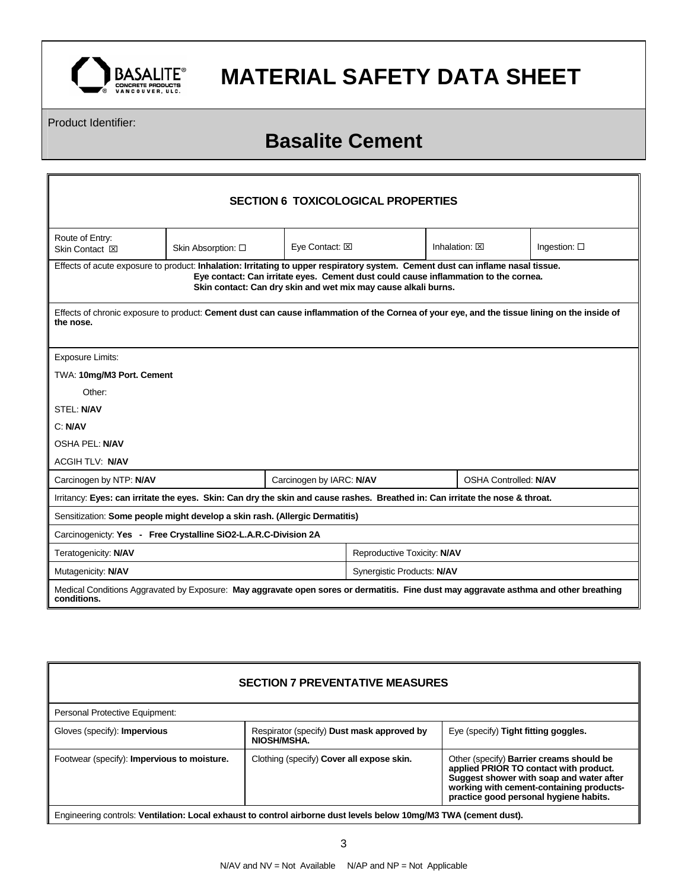# MATERIAL SAFETY DATA SHEET

Product Identifier:

## Basalite Cement

### SECTION 6 TOXICOLOGICAL PROPERTIES

| Route of Entry: Skin Contact ☒ | Skin Absorption: ☐ | Eye Contact: ☒ | Inhalation: ☒ | Ingestion: ☐ |
|---|---|---|---|---|

Effects of acute exposure to product: **Inhalation: Irritating to upper respiratory system. Cement dust can inflame nasal tissue. Eye contact: Can irritate eyes. Cement dust could cause inflammation to the cornea. Skin contact: Can dry skin and wet mix may cause alkali burns.**

Effects of chronic exposure to product: **Cement dust can cause inflammation of the Cornea of your eye, and the tissue lining on the inside of the nose.**

Exposure Limits:

TWA: **10mg/M3 Port. Cement**

Other:

STEL: **N/AV**

C: **N/AV**

OSHA PEL: **N/AV**

ACGIH TLV: **N/AV**

| Carcinogen by NTP: **N/AV** | Carcinogen by IARC: **N/AV** | OSHA Controlled: **N/AV** |
|---|---|---|

Irritancy: **Eyes: can irritate the eyes. Skin: Can dry the skin and cause rashes. Breathed in: Can irritate the nose & throat.**

Sensitization: **Some people might develop a skin rash. (Allergic Dermatitis)**

Carcinogenicty: **Yes - Free Crystalline SiO2-I.A.R.C-Division 2A**

| Teratogenicity: **N/AV** | Reproductive Toxicity: **N/AV** |
|---|---|
| Mutagenicity: **N/AV** | Synergistic Products: **N/AV** |

Medical Conditions Aggravated by Exposure: **May aggravate open sores or dermatitis. Fine dust may aggravate asthma and other breathing conditions.**

### SECTION 7 PREVENTATIVE MEASURES

Personal Protective Equipment:

| Gloves (specify): **Impervious** | Respirator (specify) **Dust mask approved by NIOSH/MSHA.** | Eye (specify) **Tight fitting goggles.** |
|---|---|---|
| Footwear (specify): **Impervious to moisture.** | Clothing (specify) **Cover all expose skin.** | Other (specify) **Barrier creams should be applied PRIOR TO contact with product. Suggest shower with soap and water after working with cement-containing products- practice good personal hygiene habits.** |

Engineering controls: **Ventilation: Local exhaust to control airborne dust levels below 10mg/M3 TWA (cement dust).**

N/AV and NV = Not Available N/AP and NP = Not Applicable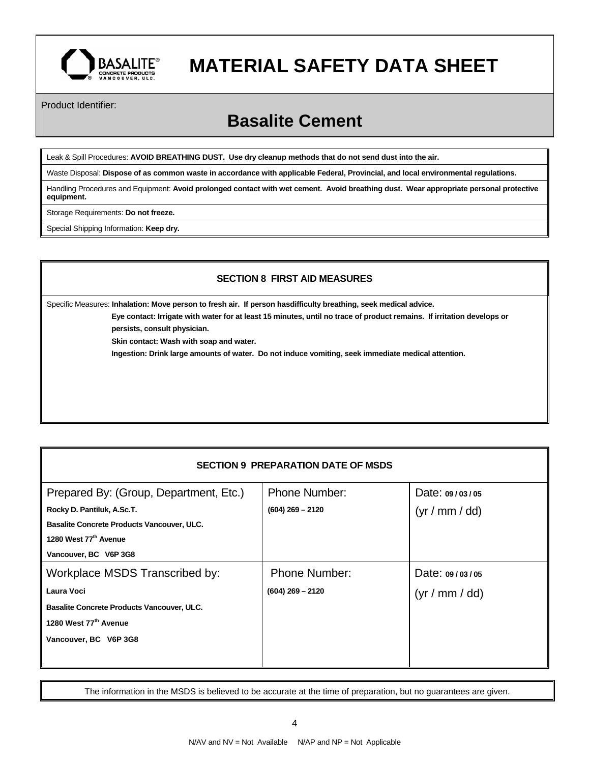# MATERIAL SAFETY DATA SHEET

Product Identifier:

## Basalite Cement

| | |
|---|---|
| Leak & Spill Procedures: **AVOID BREATHING DUST. Use dry cleanup methods that do not send dust into the air.** | |
| Waste Disposal: **Dispose of as common waste in accordance with applicable Federal, Provincial, and local environmental regulations.** | |
| Handling Procedures and Equipment: **Avoid prolonged contact with wet cement. Avoid breathing dust. Wear appropriate personal protective equipment.** | |
| Storage Requirements: **Do not freeze.** | |
| Special Shipping Information: **Keep dry.** | |

### SECTION 8 FIRST AID MEASURES

Specific Measures: **Inhalation: Move person to fresh air. If person hasdifficulty breathing, seek medical advice.**

**Eye contact: Irrigate with water for at least 15 minutes, until no trace of product remains. If irritation develops or persists, consult physician.**

**Skin contact: Wash with soap and water.**

**Ingestion: Drink large amounts of water. Do not induce vomiting, seek immediate medical attention.**

### SECTION 9 PREPARATION DATE OF MSDS

| Prepared By: (Group, Department, Etc.) | Phone Number: | Date: **09 / 03 / 05** |
|---|---|---|
| **Rocky D. Pantiluk, A.Sc.T.**<br>**Basalite Concrete Products Vancouver, ULC.**<br>**1280 West 77th Avenue**<br>**Vancouver, BC V6P 3G8** | **(604) 269 – 2120** | (yr / mm / dd) |
| Workplace MSDS Transcribed by: | Phone Number: | Date: **09 / 03 / 05** |
| **Laura Voci**<br>**Basalite Concrete Products Vancouver, ULC.**<br>**1280 West 77th Avenue**<br>**Vancouver, BC V6P 3G8** | **(604) 269 – 2120** | (yr / mm / dd) |

The information in the MSDS is believed to be accurate at the time of preparation, but no guarantees are given.

N/AV and NV = Not Available N/AP and NP = Not Applicable